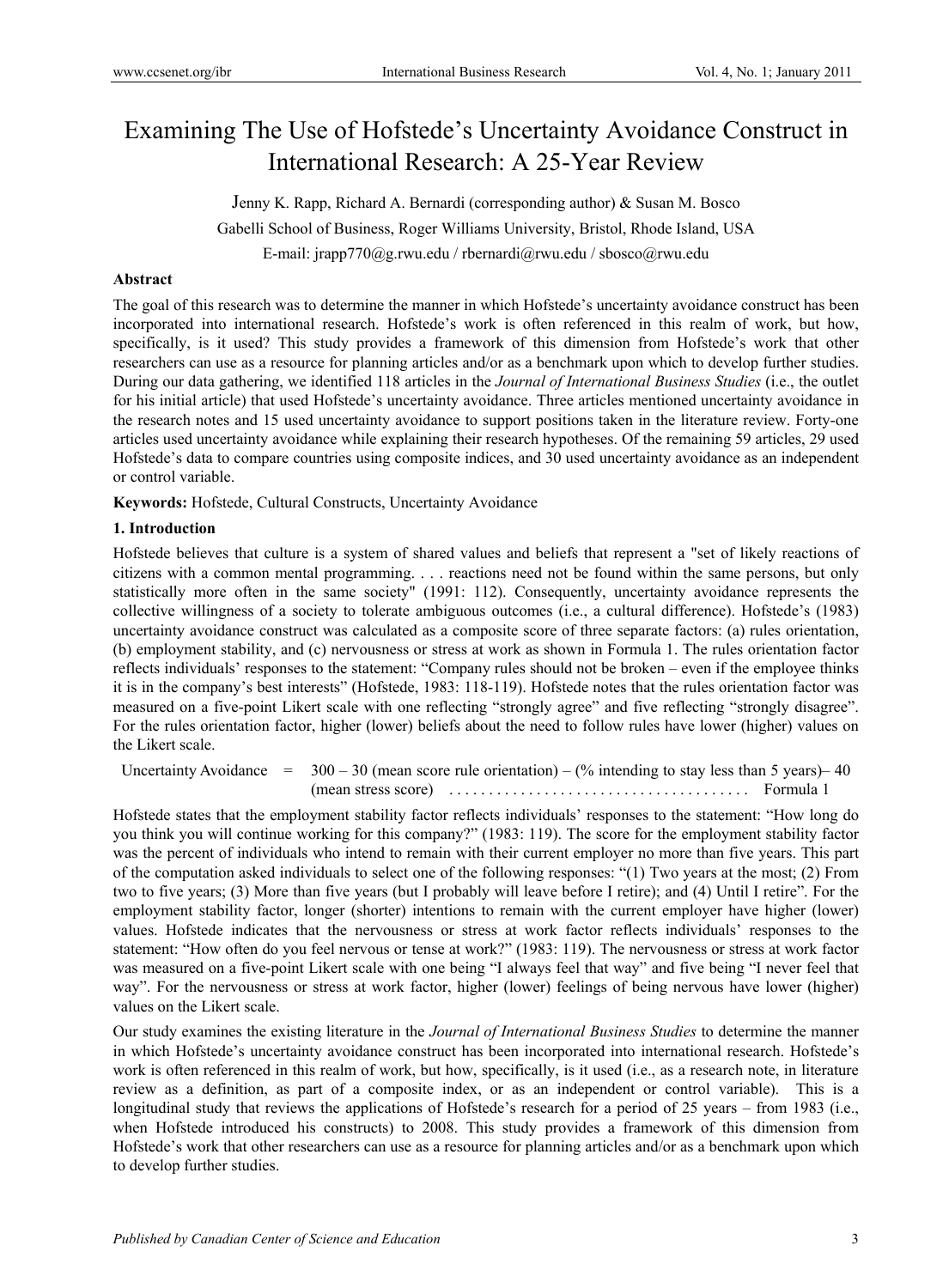# Examining The Use of Hofstede's Uncertainty Avoidance Construct in International Research: A 25-Year Review

Jenny K. Rapp, Richard A. Bernardi (corresponding author) & Susan M. Bosco

Gabelli School of Business, Roger Williams University, Bristol, Rhode Island, USA

E-mail: jrapp770@g.rwu.edu / rbernardi@rwu.edu / sbosco@rwu.edu

**Abstract**

The goal of this research was to determine the manner in which Hofstede's uncertainty avoidance construct has been incorporated into international research. Hofstede's work is often referenced in this realm of work, but how, specifically, is it used? This study provides a framework of this dimension from Hofstede's work that other researchers can use as a resource for planning articles and/or as a benchmark upon which to develop further studies. During our data gathering, we identified 118 articles in the *Journal of International Business Studies* (i.e., the outlet for his initial article) that used Hofstede's uncertainty avoidance. Three articles mentioned uncertainty avoidance in the research notes and 15 used uncertainty avoidance to support positions taken in the literature review. Forty-one articles used uncertainty avoidance while explaining their research hypotheses. Of the remaining 59 articles, 29 used Hofstede's data to compare countries using composite indices, and 30 used uncertainty avoidance as an independent or control variable.

**Keywords:** Hofstede, Cultural Constructs, Uncertainty Avoidance

## 1. Introduction

Hofstede believes that culture is a system of shared values and beliefs that represent a "set of likely reactions of citizens with a common mental programming. . . . reactions need not be found within the same persons, but only statistically more often in the same society" (1991: 112). Consequently, uncertainty avoidance represents the collective willingness of a society to tolerate ambiguous outcomes (i.e., a cultural difference). Hofstede's (1983) uncertainty avoidance construct was calculated as a composite score of three separate factors: (a) rules orientation, (b) employment stability, and (c) nervousness or stress at work as shown in Formula 1. The rules orientation factor reflects individuals' responses to the statement: "Company rules should not be broken – even if the employee thinks it is in the company's best interests" (Hofstede, 1983: 118-119). Hofstede notes that the rules orientation factor was measured on a five-point Likert scale with one reflecting "strongly agree" and five reflecting "strongly disagree". For the rules orientation factor, higher (lower) beliefs about the need to follow rules have lower (higher) values on the Likert scale.

Uncertainty Avoidance = 300 – 30 (mean score rule orientation) – (% intending to stay less than 5 years)– 40 (mean stress score) . . . . . . . . . . . . . . . . . . . . . . . . . . . . . . . . . . . . . Formula 1

Hofstede states that the employment stability factor reflects individuals' responses to the statement: "How long do you think you will continue working for this company?" (1983: 119). The score for the employment stability factor was the percent of individuals who intend to remain with their current employer no more than five years. This part of the computation asked individuals to select one of the following responses: "(1) Two years at the most; (2) From two to five years; (3) More than five years (but I probably will leave before I retire); and (4) Until I retire". For the employment stability factor, longer (shorter) intentions to remain with the current employer have higher (lower) values. Hofstede indicates that the nervousness or stress at work factor reflects individuals' responses to the statement: "How often do you feel nervous or tense at work?" (1983: 119). The nervousness or stress at work factor was measured on a five-point Likert scale with one being "I always feel that way" and five being "I never feel that way". For the nervousness or stress at work factor, higher (lower) feelings of being nervous have lower (higher) values on the Likert scale.

Our study examines the existing literature in the *Journal of International Business Studies* to determine the manner in which Hofstede's uncertainty avoidance construct has been incorporated into international research. Hofstede's work is often referenced in this realm of work, but how, specifically, is it used (i.e., as a research note, in literature review as a definition, as part of a composite index, or as an independent or control variable). This is a longitudinal study that reviews the applications of Hofstede's research for a period of 25 years – from 1983 (i.e., when Hofstede introduced his constructs) to 2008. This study provides a framework of this dimension from Hofstede's work that other researchers can use as a resource for planning articles and/or as a benchmark upon which to develop further studies.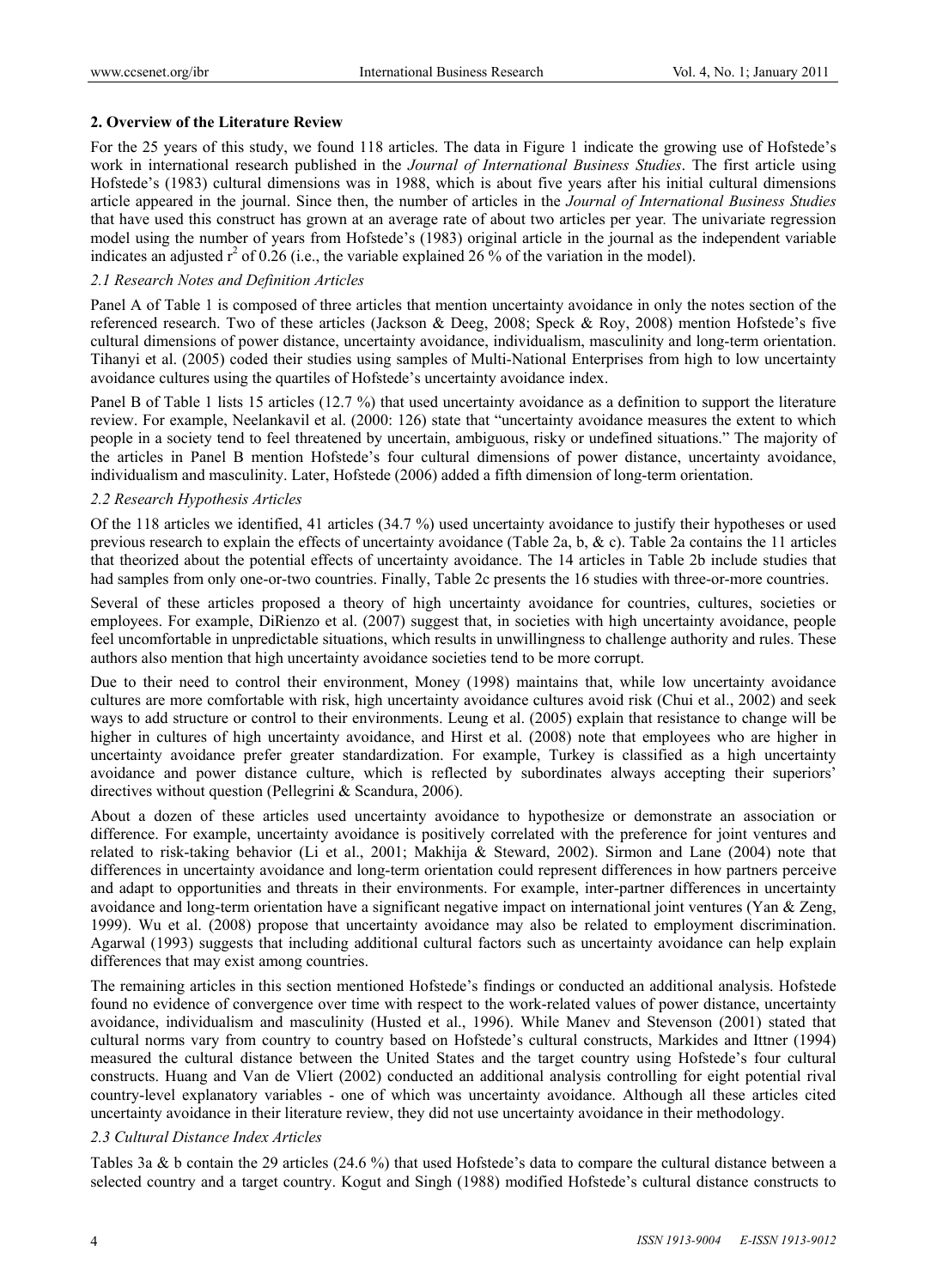## 2. Overview of the Literature Review

For the 25 years of this study, we found 118 articles. The data in Figure 1 indicate the growing use of Hofstede's work in international research published in the *Journal of International Business Studies*. The first article using Hofstede's (1983) cultural dimensions was in 1988, which is about five years after his initial cultural dimensions article appeared in the journal. Since then, the number of articles in the *Journal of International Business Studies* that have used this construct has grown at an average rate of about two articles per year. The univariate regression model using the number of years from Hofstede's (1983) original article in the journal as the independent variable indicates an adjusted $r^2$ of 0.26 (i.e., the variable explained 26 % of the variation in the model).

### *2.1 Research Notes and Definition Articles*

Panel A of Table 1 is composed of three articles that mention uncertainty avoidance in only the notes section of the referenced research. Two of these articles (Jackson & Deeg, 2008; Speck & Roy, 2008) mention Hofstede's five cultural dimensions of power distance, uncertainty avoidance, individualism, masculinity and long-term orientation. Tihanyi et al. (2005) coded their studies using samples of Multi-National Enterprises from high to low uncertainty avoidance cultures using the quartiles of Hofstede's uncertainty avoidance index.

Panel B of Table 1 lists 15 articles (12.7 %) that used uncertainty avoidance as a definition to support the literature review. For example, Neelankavil et al. (2000: 126) state that "uncertainty avoidance measures the extent to which people in a society tend to feel threatened by uncertain, ambiguous, risky or undefined situations." The majority of the articles in Panel B mention Hofstede's four cultural dimensions of power distance, uncertainty avoidance, individualism and masculinity. Later, Hofstede (2006) added a fifth dimension of long-term orientation.

### *2.2 Research Hypothesis Articles*

Of the 118 articles we identified, 41 articles (34.7 %) used uncertainty avoidance to justify their hypotheses or used previous research to explain the effects of uncertainty avoidance (Table 2a, b, & c). Table 2a contains the 11 articles that theorized about the potential effects of uncertainty avoidance. The 14 articles in Table 2b include studies that had samples from only one-or-two countries. Finally, Table 2c presents the 16 studies with three-or-more countries.

Several of these articles proposed a theory of high uncertainty avoidance for countries, cultures, societies or employees. For example, DiRienzo et al. (2007) suggest that, in societies with high uncertainty avoidance, people feel uncomfortable in unpredictable situations, which results in unwillingness to challenge authority and rules. These authors also mention that high uncertainty avoidance societies tend to be more corrupt.

Due to their need to control their environment, Money (1998) maintains that, while low uncertainty avoidance cultures are more comfortable with risk, high uncertainty avoidance cultures avoid risk (Chui et al., 2002) and seek ways to add structure or control to their environments. Leung et al. (2005) explain that resistance to change will be higher in cultures of high uncertainty avoidance, and Hirst et al. (2008) note that employees who are higher in uncertainty avoidance prefer greater standardization. For example, Turkey is classified as a high uncertainty avoidance and power distance culture, which is reflected by subordinates always accepting their superiors' directives without question (Pellegrini & Scandura, 2006).

About a dozen of these articles used uncertainty avoidance to hypothesize or demonstrate an association or difference. For example, uncertainty avoidance is positively correlated with the preference for joint ventures and related to risk-taking behavior (Li et al., 2001; Makhija & Steward, 2002). Sirmon and Lane (2004) note that differences in uncertainty avoidance and long-term orientation could represent differences in how partners perceive and adapt to opportunities and threats in their environments. For example, inter-partner differences in uncertainty avoidance and long-term orientation have a significant negative impact on international joint ventures (Yan & Zeng, 1999). Wu et al. (2008) propose that uncertainty avoidance may also be related to employment discrimination. Agarwal (1993) suggests that including additional cultural factors such as uncertainty avoidance can help explain differences that may exist among countries.

The remaining articles in this section mentioned Hofstede's findings or conducted an additional analysis. Hofstede found no evidence of convergence over time with respect to the work-related values of power distance, uncertainty avoidance, individualism and masculinity (Husted et al., 1996). While Manev and Stevenson (2001) stated that cultural norms vary from country to country based on Hofstede's cultural constructs, Markides and Ittner (1994) measured the cultural distance between the United States and the target country using Hofstede's four cultural constructs. Huang and Van de Vliert (2002) conducted an additional analysis controlling for eight potential rival country-level explanatory variables - one of which was uncertainty avoidance. Although all these articles cited uncertainty avoidance in their literature review, they did not use uncertainty avoidance in their methodology.

### *2.3 Cultural Distance Index Articles*

Tables 3a & b contain the 29 articles (24.6 %) that used Hofstede's data to compare the cultural distance between a selected country and a target country. Kogut and Singh (1988) modified Hofstede's cultural distance constructs to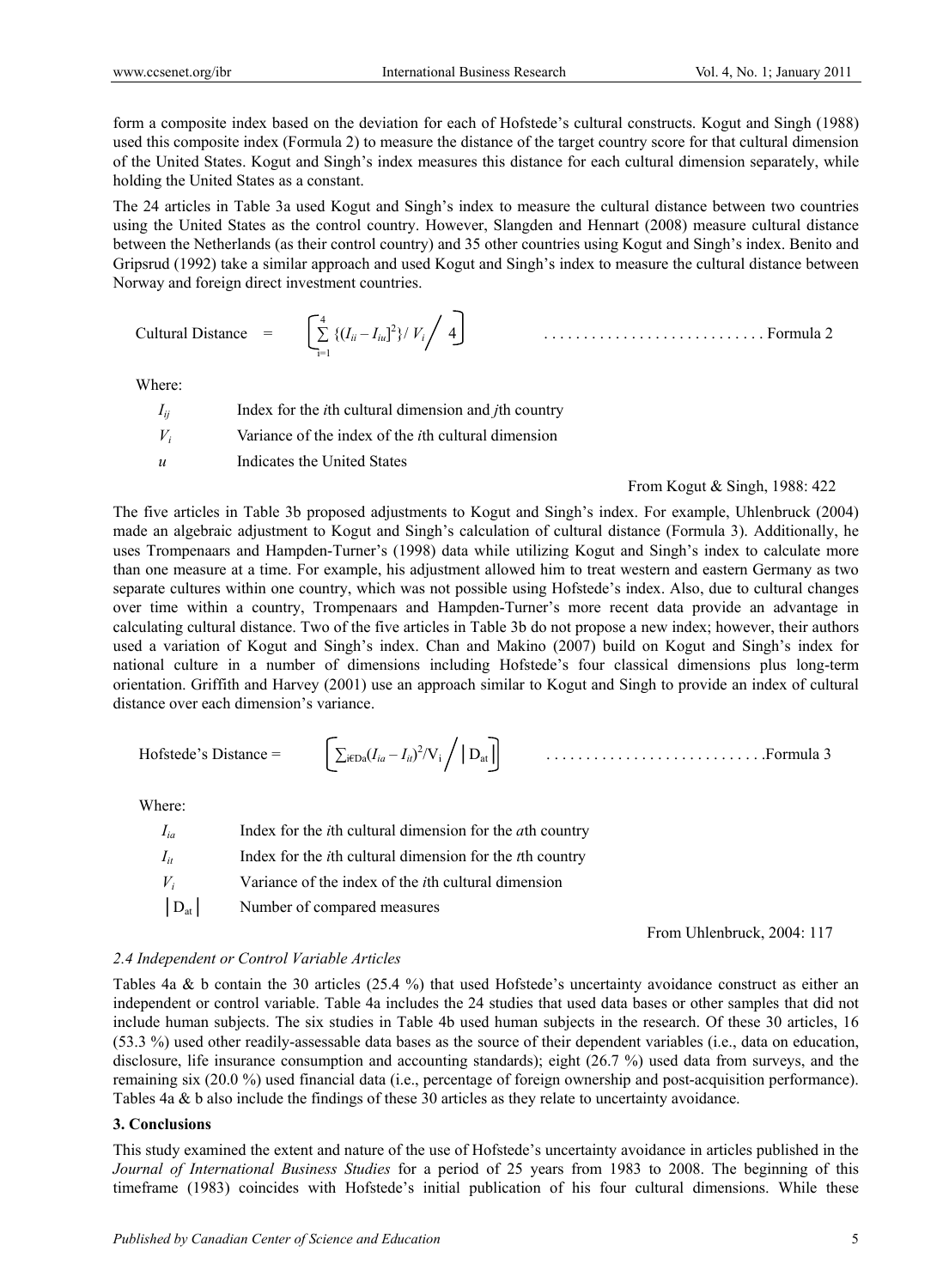form a composite index based on the deviation for each of Hofstede's cultural constructs. Kogut and Singh (1988) used this composite index (Formula 2) to measure the distance of the target country score for that cultural dimension of the United States. Kogut and Singh's index measures this distance for each cultural dimension separately, while holding the United States as a constant.

The 24 articles in Table 3a used Kogut and Singh's index to measure the cultural distance between two countries using the United States as the control country. However, Slangden and Hennart (2008) measure cultural distance between the Netherlands (as their control country) and 35 other countries using Kogut and Singh's index. Benito and Gripsrud (1992) take a similar approach and used Kogut and Singh's index to measure the cultural distance between Norway and foreign direct investment countries.

$$\text{Cultural Distance} = \left[ \sum_{i=1}^{4} \{(I_{ii} - I_{iu}]^2\} / V_i \Big/ 4 \right] \qquad \text{Formula 2}$$

Where:

$I_{ij}$ Index for the *i*th cultural dimension and *j*th country

$V_i$ Variance of the index of the *i*th cultural dimension

$u$ Indicates the United States

From Kogut & Singh, 1988: 422

The five articles in Table 3b proposed adjustments to Kogut and Singh's index. For example, Uhlenbruck (2004) made an algebraic adjustment to Kogut and Singh's calculation of cultural distance (Formula 3). Additionally, he uses Trompenaars and Hampden-Turner's (1998) data while utilizing Kogut and Singh's index to calculate more than one measure at a time. For example, his adjustment allowed him to treat western and eastern Germany as two separate cultures within one country, which was not possible using Hofstede's index. Also, due to cultural changes over time within a country, Trompenaars and Hampden-Turner's more recent data provide an advantage in calculating cultural distance. Two of the five articles in Table 3b do not propose a new index; however, their authors used a variation of Kogut and Singh's index. Chan and Makino (2007) build on Kogut and Singh's index for national culture in a number of dimensions including Hofstede's four classical dimensions plus long-term orientation. Griffith and Harvey (2001) use an approach similar to Kogut and Singh to provide an index of cultural distance over each dimension's variance.

$$\text{Hofstede's Distance} = \left[ \sum_{i \in D_a} (I_{ia} - I_{it})^2 / V_i \Big/ |D_{at}| \right] \qquad \text{Formula 3}$$

Where:

$I_{ia}$ Index for the *i*th cultural dimension for the *a*th country

$I_{it}$ Index for the *i*th cultural dimension for the *t*th country

$V_i$ Variance of the index of the *i*th cultural dimension

$|D_{at}|$ Number of compared measures

From Uhlenbruck, 2004: 117

### *2.4 Independent or Control Variable Articles*

Tables 4a & b contain the 30 articles (25.4 %) that used Hofstede's uncertainty avoidance construct as either an independent or control variable. Table 4a includes the 24 studies that used data bases or other samples that did not include human subjects. The six studies in Table 4b used human subjects in the research. Of these 30 articles, 16 (53.3 %) used other readily-assessable data bases as the source of their dependent variables (i.e., data on education, disclosure, life insurance consumption and accounting standards); eight (26.7 %) used data from surveys, and the remaining six (20.0 %) used financial data (i.e., percentage of foreign ownership and post-acquisition performance). Tables 4a & b also include the findings of these 30 articles as they relate to uncertainty avoidance.

## **3. Conclusions**

This study examined the extent and nature of the use of Hofstede's uncertainty avoidance in articles published in the *Journal of International Business Studies* for a period of 25 years from 1983 to 2008. The beginning of this timeframe (1983) coincides with Hofstede's initial publication of his four cultural dimensions. While these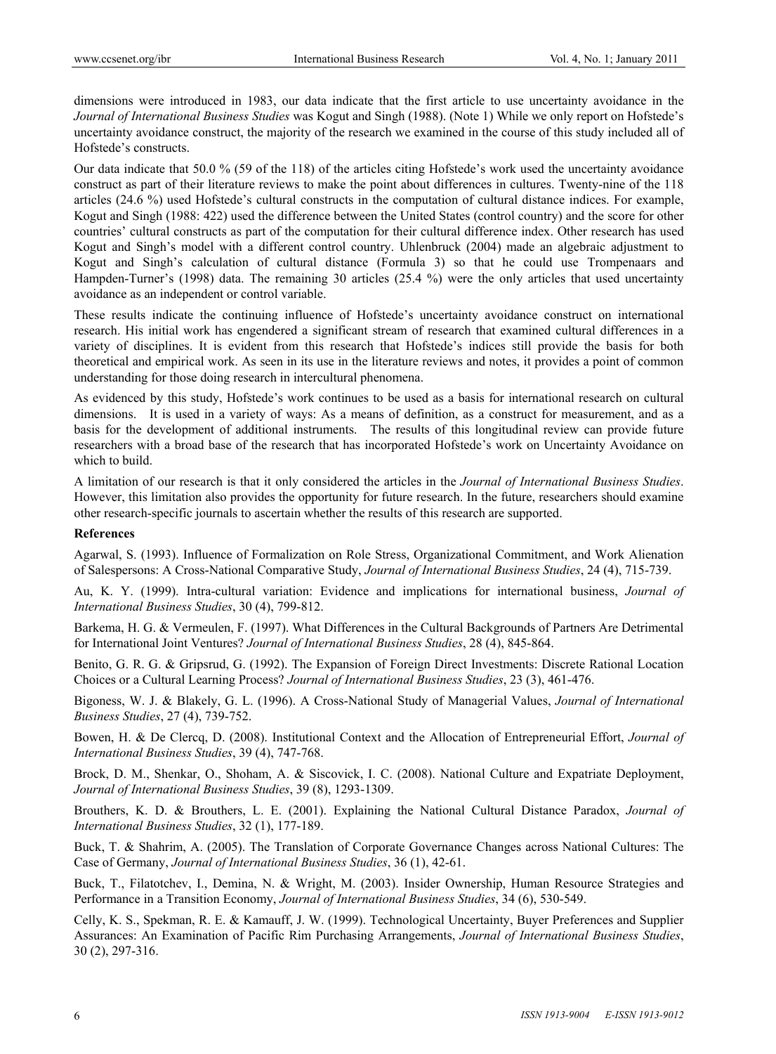dimensions were introduced in 1983, our data indicate that the first article to use uncertainty avoidance in the *Journal of International Business Studies* was Kogut and Singh (1988). (Note 1) While we only report on Hofstede's uncertainty avoidance construct, the majority of the research we examined in the course of this study included all of Hofstede's constructs.

Our data indicate that 50.0 % (59 of the 118) of the articles citing Hofstede's work used the uncertainty avoidance construct as part of their literature reviews to make the point about differences in cultures. Twenty-nine of the 118 articles (24.6 %) used Hofstede's cultural constructs in the computation of cultural distance indices. For example, Kogut and Singh (1988: 422) used the difference between the United States (control country) and the score for other countries' cultural constructs as part of the computation for their cultural difference index. Other research has used Kogut and Singh's model with a different control country. Uhlenbruck (2004) made an algebraic adjustment to Kogut and Singh's calculation of cultural distance (Formula 3) so that he could use Trompenaars and Hampden-Turner's (1998) data. The remaining 30 articles (25.4 %) were the only articles that used uncertainty avoidance as an independent or control variable.

These results indicate the continuing influence of Hofstede's uncertainty avoidance construct on international research. His initial work has engendered a significant stream of research that examined cultural differences in a variety of disciplines. It is evident from this research that Hofstede's indices still provide the basis for both theoretical and empirical work. As seen in its use in the literature reviews and notes, it provides a point of common understanding for those doing research in intercultural phenomena.

As evidenced by this study, Hofstede's work continues to be used as a basis for international research on cultural dimensions. It is used in a variety of ways: As a means of definition, as a construct for measurement, and as a basis for the development of additional instruments. The results of this longitudinal review can provide future researchers with a broad base of the research that has incorporated Hofstede's work on Uncertainty Avoidance on which to build.

A limitation of our research is that it only considered the articles in the *Journal of International Business Studies*. However, this limitation also provides the opportunity for future research. In the future, researchers should examine other research-specific journals to ascertain whether the results of this research are supported.

**References**

Agarwal, S. (1993). Influence of Formalization on Role Stress, Organizational Commitment, and Work Alienation of Salespersons: A Cross-National Comparative Study, *Journal of International Business Studies*, 24 (4), 715-739.

Au, K. Y. (1999). Intra-cultural variation: Evidence and implications for international business, *Journal of International Business Studies*, 30 (4), 799-812.

Barkema, H. G. & Vermeulen, F. (1997). What Differences in the Cultural Backgrounds of Partners Are Detrimental for International Joint Ventures? *Journal of International Business Studies*, 28 (4), 845-864.

Benito, G. R. G. & Gripsrud, G. (1992). The Expansion of Foreign Direct Investments: Discrete Rational Location Choices or a Cultural Learning Process? *Journal of International Business Studies*, 23 (3), 461-476.

Bigoness, W. J. & Blakely, G. L. (1996). A Cross-National Study of Managerial Values, *Journal of International Business Studies*, 27 (4), 739-752.

Bowen, H. & De Clercq, D. (2008). Institutional Context and the Allocation of Entrepreneurial Effort, *Journal of International Business Studies*, 39 (4), 747-768.

Brock, D. M., Shenkar, O., Shoham, A. & Siscovick, I. C. (2008). National Culture and Expatriate Deployment, *Journal of International Business Studies*, 39 (8), 1293-1309.

Brouthers, K. D. & Brouthers, L. E. (2001). Explaining the National Cultural Distance Paradox, *Journal of International Business Studies*, 32 (1), 177-189.

Buck, T. & Shahrim, A. (2005). The Translation of Corporate Governance Changes across National Cultures: The Case of Germany, *Journal of International Business Studies*, 36 (1), 42-61.

Buck, T., Filatotchev, I., Demina, N. & Wright, M. (2003). Insider Ownership, Human Resource Strategies and Performance in a Transition Economy, *Journal of International Business Studies*, 34 (6), 530-549.

Celly, K. S., Spekman, R. E. & Kamauff, J. W. (1999). Technological Uncertainty, Buyer Preferences and Supplier Assurances: An Examination of Pacific Rim Purchasing Arrangements, *Journal of International Business Studies*, 30 (2), 297-316.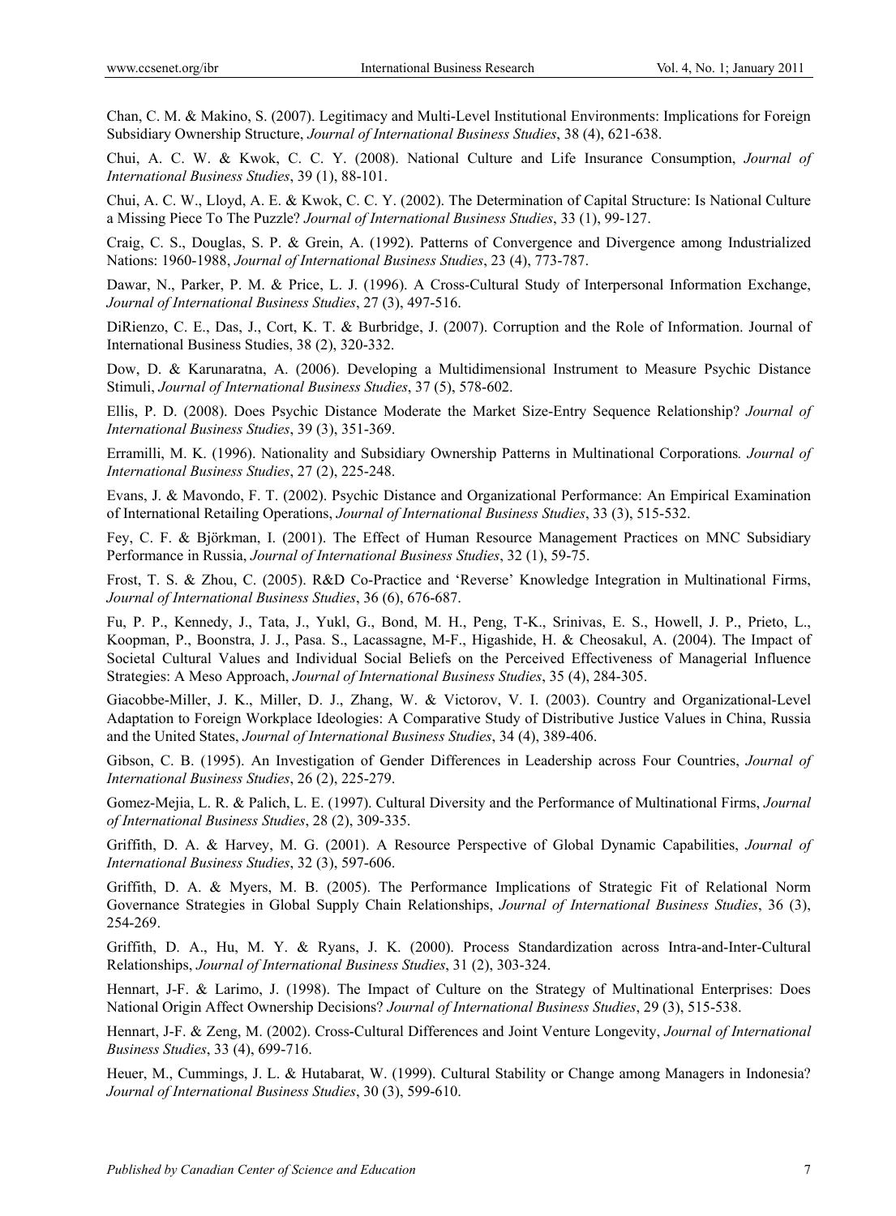Chan, C. M. & Makino, S. (2007). Legitimacy and Multi-Level Institutional Environments: Implications for Foreign Subsidiary Ownership Structure, *Journal of International Business Studies*, 38 (4), 621-638.

Chui, A. C. W. & Kwok, C. C. Y. (2008). National Culture and Life Insurance Consumption, *Journal of International Business Studies*, 39 (1), 88-101.

Chui, A. C. W., Lloyd, A. E. & Kwok, C. C. Y. (2002). The Determination of Capital Structure: Is National Culture a Missing Piece To The Puzzle? *Journal of International Business Studies*, 33 (1), 99-127.

Craig, C. S., Douglas, S. P. & Grein, A. (1992). Patterns of Convergence and Divergence among Industrialized Nations: 1960-1988, *Journal of International Business Studies*, 23 (4), 773-787.

Dawar, N., Parker, P. M. & Price, L. J. (1996). A Cross-Cultural Study of Interpersonal Information Exchange, *Journal of International Business Studies*, 27 (3), 497-516.

DiRienzo, C. E., Das, J., Cort, K. T. & Burbridge, J. (2007). Corruption and the Role of Information. Journal of International Business Studies, 38 (2), 320-332.

Dow, D. & Karunaratna, A. (2006). Developing a Multidimensional Instrument to Measure Psychic Distance Stimuli, *Journal of International Business Studies*, 37 (5), 578-602.

Ellis, P. D. (2008). Does Psychic Distance Moderate the Market Size-Entry Sequence Relationship? *Journal of International Business Studies*, 39 (3), 351-369.

Erramilli, M. K. (1996). Nationality and Subsidiary Ownership Patterns in Multinational Corporations*. Journal of International Business Studies*, 27 (2), 225-248.

Evans, J. & Mavondo, F. T. (2002). Psychic Distance and Organizational Performance: An Empirical Examination of International Retailing Operations, *Journal of International Business Studies*, 33 (3), 515-532.

Fey, C. F. & Björkman, I. (2001). The Effect of Human Resource Management Practices on MNC Subsidiary Performance in Russia, *Journal of International Business Studies*, 32 (1), 59-75.

Frost, T. S. & Zhou, C. (2005). R&D Co-Practice and 'Reverse' Knowledge Integration in Multinational Firms, *Journal of International Business Studies*, 36 (6), 676-687.

Fu, P. P., Kennedy, J., Tata, J., Yukl, G., Bond, M. H., Peng, T-K., Srinivas, E. S., Howell, J. P., Prieto, L., Koopman, P., Boonstra, J. J., Pasa. S., Lacassagne, M-F., Higashide, H. & Cheosakul, A. (2004). The Impact of Societal Cultural Values and Individual Social Beliefs on the Perceived Effectiveness of Managerial Influence Strategies: A Meso Approach, *Journal of International Business Studies*, 35 (4), 284-305.

Giacobbe-Miller, J. K., Miller, D. J., Zhang, W. & Victorov, V. I. (2003). Country and Organizational-Level Adaptation to Foreign Workplace Ideologies: A Comparative Study of Distributive Justice Values in China, Russia and the United States, *Journal of International Business Studies*, 34 (4), 389-406.

Gibson, C. B. (1995). An Investigation of Gender Differences in Leadership across Four Countries, *Journal of International Business Studies*, 26 (2), 225-279.

Gomez-Mejia, L. R. & Palich, L. E. (1997). Cultural Diversity and the Performance of Multinational Firms, *Journal of International Business Studies*, 28 (2), 309-335.

Griffith, D. A. & Harvey, M. G. (2001). A Resource Perspective of Global Dynamic Capabilities, *Journal of International Business Studies*, 32 (3), 597-606.

Griffith, D. A. & Myers, M. B. (2005). The Performance Implications of Strategic Fit of Relational Norm Governance Strategies in Global Supply Chain Relationships, *Journal of International Business Studies*, 36 (3), 254-269.

Griffith, D. A., Hu, M. Y. & Ryans, J. K. (2000). Process Standardization across Intra-and-Inter-Cultural Relationships, *Journal of International Business Studies*, 31 (2), 303-324.

Hennart, J-F. & Larimo, J. (1998). The Impact of Culture on the Strategy of Multinational Enterprises: Does National Origin Affect Ownership Decisions? *Journal of International Business Studies*, 29 (3), 515-538.

Hennart, J-F. & Zeng, M. (2002). Cross-Cultural Differences and Joint Venture Longevity, *Journal of International Business Studies*, 33 (4), 699-716.

Heuer, M., Cummings, J. L. & Hutabarat, W. (1999). Cultural Stability or Change among Managers in Indonesia? *Journal of International Business Studies*, 30 (3), 599-610.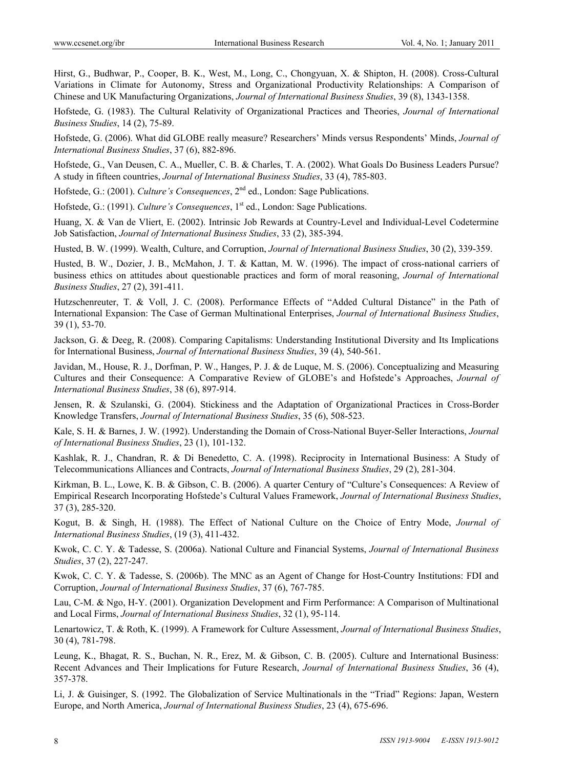Hirst, G., Budhwar, P., Cooper, B. K., West, M., Long, C., Chongyuan, X. & Shipton, H. (2008). Cross-Cultural Variations in Climate for Autonomy, Stress and Organizational Productivity Relationships: A Comparison of Chinese and UK Manufacturing Organizations, *Journal of International Business Studies*, 39 (8), 1343-1358.

Hofstede, G. (1983). The Cultural Relativity of Organizational Practices and Theories, *Journal of International Business Studies*, 14 (2), 75-89.

Hofstede, G. (2006). What did GLOBE really measure? Researchers' Minds versus Respondents' Minds, *Journal of International Business Studies*, 37 (6), 882-896.

Hofstede, G., Van Deusen, C. A., Mueller, C. B. & Charles, T. A. (2002). What Goals Do Business Leaders Pursue? A study in fifteen countries, *Journal of International Business Studies*, 33 (4), 785-803.

Hofstede, G.: (2001). *Culture's Consequences*, 2nd ed., London: Sage Publications.

Hofstede, G.: (1991). *Culture's Consequences*, 1st ed., London: Sage Publications.

Huang, X. & Van de Vliert, E. (2002). Intrinsic Job Rewards at Country-Level and Individual-Level Codetermine Job Satisfaction, *Journal of International Business Studies*, 33 (2), 385-394.

Husted, B. W. (1999). Wealth, Culture, and Corruption, *Journal of International Business Studies*, 30 (2), 339-359.

Husted, B. W., Dozier, J. B., McMahon, J. T. & Kattan, M. W. (1996). The impact of cross-national carriers of business ethics on attitudes about questionable practices and form of moral reasoning, *Journal of International Business Studies*, 27 (2), 391-411.

Hutzschenreuter, T. & Voll, J. C. (2008). Performance Effects of "Added Cultural Distance" in the Path of International Expansion: The Case of German Multinational Enterprises, *Journal of International Business Studies*, 39 (1), 53-70.

Jackson, G. & Deeg, R. (2008). Comparing Capitalisms: Understanding Institutional Diversity and Its Implications for International Business, *Journal of International Business Studies*, 39 (4), 540-561.

Javidan, M., House, R. J., Dorfman, P. W., Hanges, P. J. & de Luque, M. S. (2006). Conceptualizing and Measuring Cultures and their Consequence: A Comparative Review of GLOBE's and Hofstede's Approaches, *Journal of International Business Studies*, 38 (6), 897-914.

Jensen, R. & Szulanski, G. (2004). Stickiness and the Adaptation of Organizational Practices in Cross-Border Knowledge Transfers, *Journal of International Business Studies*, 35 (6), 508-523.

Kale, S. H. & Barnes, J. W. (1992). Understanding the Domain of Cross-National Buyer-Seller Interactions, *Journal of International Business Studies*, 23 (1), 101-132.

Kashlak, R. J., Chandran, R. & Di Benedetto, C. A. (1998). Reciprocity in International Business: A Study of Telecommunications Alliances and Contracts, *Journal of International Business Studies*, 29 (2), 281-304.

Kirkman, B. L., Lowe, K. B. & Gibson, C. B. (2006). A quarter Century of "Culture's Consequences: A Review of Empirical Research Incorporating Hofstede's Cultural Values Framework, *Journal of International Business Studies*, 37 (3), 285-320.

Kogut, B. & Singh, H. (1988). The Effect of National Culture on the Choice of Entry Mode, *Journal of International Business Studies*, (19 (3), 411-432.

Kwok, C. C. Y. & Tadesse, S. (2006a). National Culture and Financial Systems, *Journal of International Business Studies*, 37 (2), 227-247.

Kwok, C. C. Y. & Tadesse, S. (2006b). The MNC as an Agent of Change for Host-Country Institutions: FDI and Corruption, *Journal of International Business Studies*, 37 (6), 767-785.

Lau, C-M. & Ngo, H-Y. (2001). Organization Development and Firm Performance: A Comparison of Multinational and Local Firms, *Journal of International Business Studies*, 32 (1), 95-114.

Lenartowicz, T. & Roth, K. (1999). A Framework for Culture Assessment, *Journal of International Business Studies*, 30 (4), 781-798.

Leung, K., Bhagat, R. S., Buchan, N. R., Erez, M. & Gibson, C. B. (2005). Culture and International Business: Recent Advances and Their Implications for Future Research, *Journal of International Business Studies*, 36 (4), 357-378.

Li, J. & Guisinger, S. (1992. The Globalization of Service Multinationals in the "Triad" Regions: Japan, Western Europe, and North America, *Journal of International Business Studies*, 23 (4), 675-696.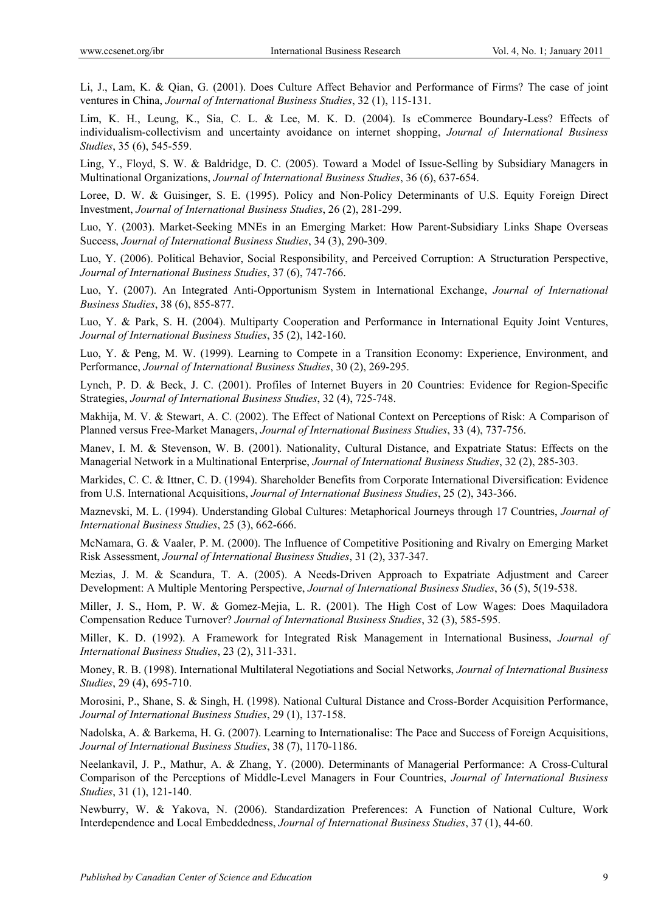Li, J., Lam, K. & Qian, G. (2001). Does Culture Affect Behavior and Performance of Firms? The case of joint ventures in China, *Journal of International Business Studies*, 32 (1), 115-131.

Lim, K. H., Leung, K., Sia, C. L. & Lee, M. K. D. (2004). Is eCommerce Boundary-Less? Effects of individualism-collectivism and uncertainty avoidance on internet shopping, *Journal of International Business Studies*, 35 (6), 545-559.

Ling, Y., Floyd, S. W. & Baldridge, D. C. (2005). Toward a Model of Issue-Selling by Subsidiary Managers in Multinational Organizations, *Journal of International Business Studies*, 36 (6), 637-654.

Loree, D. W. & Guisinger, S. E. (1995). Policy and Non-Policy Determinants of U.S. Equity Foreign Direct Investment, *Journal of International Business Studies*, 26 (2), 281-299.

Luo, Y. (2003). Market-Seeking MNEs in an Emerging Market: How Parent-Subsidiary Links Shape Overseas Success, *Journal of International Business Studies*, 34 (3), 290-309.

Luo, Y. (2006). Political Behavior, Social Responsibility, and Perceived Corruption: A Structuration Perspective, *Journal of International Business Studies*, 37 (6), 747-766.

Luo, Y. (2007). An Integrated Anti-Opportunism System in International Exchange, *Journal of International Business Studies*, 38 (6), 855-877.

Luo, Y. & Park, S. H. (2004). Multiparty Cooperation and Performance in International Equity Joint Ventures, *Journal of International Business Studies*, 35 (2), 142-160.

Luo, Y. & Peng, M. W. (1999). Learning to Compete in a Transition Economy: Experience, Environment, and Performance, *Journal of International Business Studies*, 30 (2), 269-295.

Lynch, P. D. & Beck, J. C. (2001). Profiles of Internet Buyers in 20 Countries: Evidence for Region-Specific Strategies, *Journal of International Business Studies*, 32 (4), 725-748.

Makhija, M. V. & Stewart, A. C. (2002). The Effect of National Context on Perceptions of Risk: A Comparison of Planned versus Free-Market Managers, *Journal of International Business Studies*, 33 (4), 737-756.

Manev, I. M. & Stevenson, W. B. (2001). Nationality, Cultural Distance, and Expatriate Status: Effects on the Managerial Network in a Multinational Enterprise, *Journal of International Business Studies*, 32 (2), 285-303.

Markides, C. C. & Ittner, C. D. (1994). Shareholder Benefits from Corporate International Diversification: Evidence from U.S. International Acquisitions, *Journal of International Business Studies*, 25 (2), 343-366.

Maznevski, M. L. (1994). Understanding Global Cultures: Metaphorical Journeys through 17 Countries, *Journal of International Business Studies*, 25 (3), 662-666.

McNamara, G. & Vaaler, P. M. (2000). The Influence of Competitive Positioning and Rivalry on Emerging Market Risk Assessment, *Journal of International Business Studies*, 31 (2), 337-347.

Mezias, J. M. & Scandura, T. A. (2005). A Needs-Driven Approach to Expatriate Adjustment and Career Development: A Multiple Mentoring Perspective, *Journal of International Business Studies*, 36 (5), 5(19-538.

Miller, J. S., Hom, P. W. & Gomez-Mejia, L. R. (2001). The High Cost of Low Wages: Does Maquiladora Compensation Reduce Turnover? *Journal of International Business Studies*, 32 (3), 585-595.

Miller, K. D. (1992). A Framework for Integrated Risk Management in International Business, *Journal of International Business Studies*, 23 (2), 311-331.

Money, R. B. (1998). International Multilateral Negotiations and Social Networks, *Journal of International Business Studies*, 29 (4), 695-710.

Morosini, P., Shane, S. & Singh, H. (1998). National Cultural Distance and Cross-Border Acquisition Performance, *Journal of International Business Studies*, 29 (1), 137-158.

Nadolska, A. & Barkema, H. G. (2007). Learning to Internationalise: The Pace and Success of Foreign Acquisitions, *Journal of International Business Studies*, 38 (7), 1170-1186.

Neelankavil, J. P., Mathur, A. & Zhang, Y. (2000). Determinants of Managerial Performance: A Cross-Cultural Comparison of the Perceptions of Middle-Level Managers in Four Countries, *Journal of International Business Studies*, 31 (1), 121-140.

Newburry, W. & Yakova, N. (2006). Standardization Preferences: A Function of National Culture, Work Interdependence and Local Embeddedness, *Journal of International Business Studies*, 37 (1), 44-60.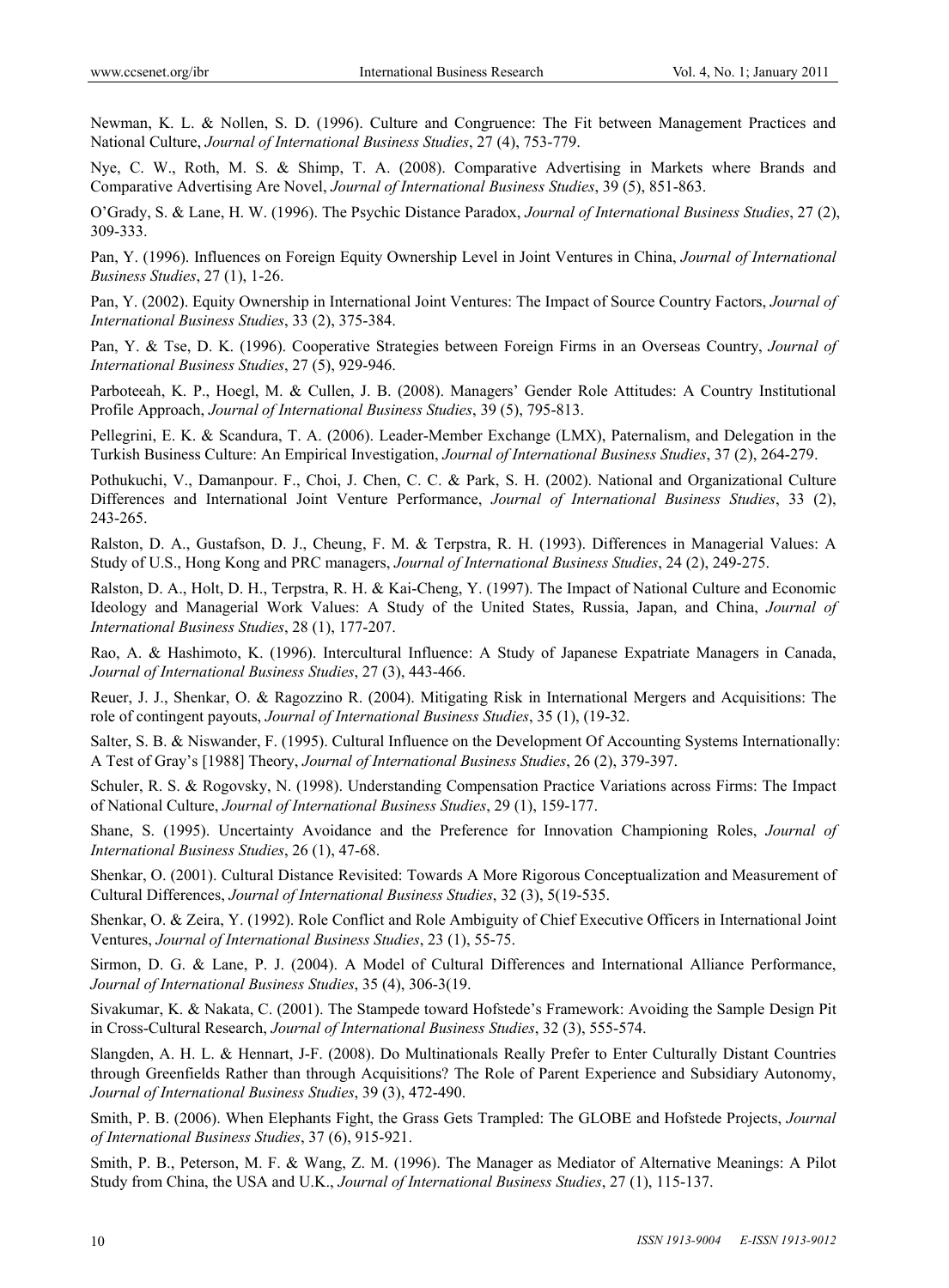Newman, K. L. & Nollen, S. D. (1996). Culture and Congruence: The Fit between Management Practices and National Culture, *Journal of International Business Studies*, 27 (4), 753-779.

Nye, C. W., Roth, M. S. & Shimp, T. A. (2008). Comparative Advertising in Markets where Brands and Comparative Advertising Are Novel, *Journal of International Business Studies*, 39 (5), 851-863.

O'Grady, S. & Lane, H. W. (1996). The Psychic Distance Paradox, *Journal of International Business Studies*, 27 (2), 309-333.

Pan, Y. (1996). Influences on Foreign Equity Ownership Level in Joint Ventures in China, *Journal of International Business Studies*, 27 (1), 1-26.

Pan, Y. (2002). Equity Ownership in International Joint Ventures: The Impact of Source Country Factors, *Journal of International Business Studies*, 33 (2), 375-384.

Pan, Y. & Tse, D. K. (1996). Cooperative Strategies between Foreign Firms in an Overseas Country, *Journal of International Business Studies*, 27 (5), 929-946.

Parboteeah, K. P., Hoegl, M. & Cullen, J. B. (2008). Managers' Gender Role Attitudes: A Country Institutional Profile Approach, *Journal of International Business Studies*, 39 (5), 795-813.

Pellegrini, E. K. & Scandura, T. A. (2006). Leader-Member Exchange (LMX), Paternalism, and Delegation in the Turkish Business Culture: An Empirical Investigation, *Journal of International Business Studies*, 37 (2), 264-279.

Pothukuchi, V., Damanpour. F., Choi, J. Chen, C. C. & Park, S. H. (2002). National and Organizational Culture Differences and International Joint Venture Performance, *Journal of International Business Studies*, 33 (2), 243-265.

Ralston, D. A., Gustafson, D. J., Cheung, F. M. & Terpstra, R. H. (1993). Differences in Managerial Values: A Study of U.S., Hong Kong and PRC managers, *Journal of International Business Studies*, 24 (2), 249-275.

Ralston, D. A., Holt, D. H., Terpstra, R. H. & Kai-Cheng, Y. (1997). The Impact of National Culture and Economic Ideology and Managerial Work Values: A Study of the United States, Russia, Japan, and China, *Journal of International Business Studies*, 28 (1), 177-207.

Rao, A. & Hashimoto, K. (1996). Intercultural Influence: A Study of Japanese Expatriate Managers in Canada, *Journal of International Business Studies*, 27 (3), 443-466.

Reuer, J. J., Shenkar, O. & Ragozzino R. (2004). Mitigating Risk in International Mergers and Acquisitions: The role of contingent payouts, *Journal of International Business Studies*, 35 (1), (19-32.

Salter, S. B. & Niswander, F. (1995). Cultural Influence on the Development Of Accounting Systems Internationally: A Test of Gray's [1988] Theory, *Journal of International Business Studies*, 26 (2), 379-397.

Schuler, R. S. & Rogovsky, N. (1998). Understanding Compensation Practice Variations across Firms: The Impact of National Culture, *Journal of International Business Studies*, 29 (1), 159-177.

Shane, S. (1995). Uncertainty Avoidance and the Preference for Innovation Championing Roles, *Journal of International Business Studies*, 26 (1), 47-68.

Shenkar, O. (2001). Cultural Distance Revisited: Towards A More Rigorous Conceptualization and Measurement of Cultural Differences, *Journal of International Business Studies*, 32 (3), 5(19-535.

Shenkar, O. & Zeira, Y. (1992). Role Conflict and Role Ambiguity of Chief Executive Officers in International Joint Ventures, *Journal of International Business Studies*, 23 (1), 55-75.

Sirmon, D. G. & Lane, P. J. (2004). A Model of Cultural Differences and International Alliance Performance, *Journal of International Business Studies*, 35 (4), 306-3(19.

Sivakumar, K. & Nakata, C. (2001). The Stampede toward Hofstede's Framework: Avoiding the Sample Design Pit in Cross-Cultural Research, *Journal of International Business Studies*, 32 (3), 555-574.

Slangden, A. H. L. & Hennart, J-F. (2008). Do Multinationals Really Prefer to Enter Culturally Distant Countries through Greenfields Rather than through Acquisitions? The Role of Parent Experience and Subsidiary Autonomy, *Journal of International Business Studies*, 39 (3), 472-490.

Smith, P. B. (2006). When Elephants Fight, the Grass Gets Trampled: The GLOBE and Hofstede Projects, *Journal of International Business Studies*, 37 (6), 915-921.

Smith, P. B., Peterson, M. F. & Wang, Z. M. (1996). The Manager as Mediator of Alternative Meanings: A Pilot Study from China, the USA and U.K., *Journal of International Business Studies*, 27 (1), 115-137.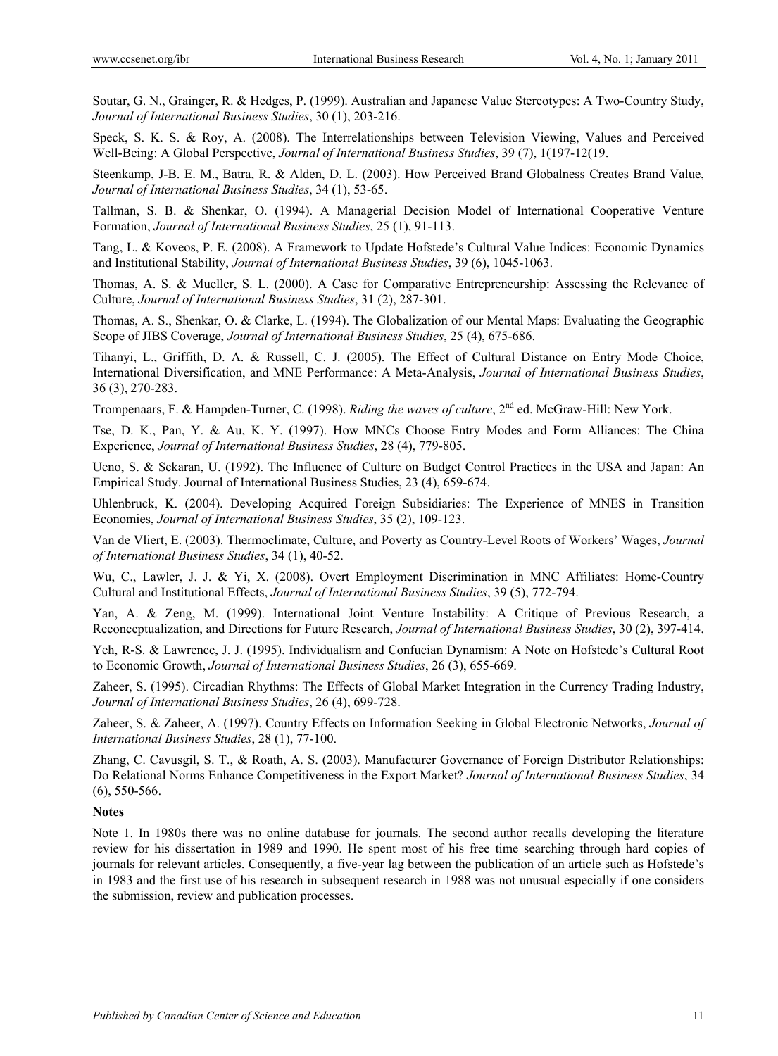Soutar, G. N., Grainger, R. & Hedges, P. (1999). Australian and Japanese Value Stereotypes: A Two-Country Study, *Journal of International Business Studies*, 30 (1), 203-216.

Speck, S. K. S. & Roy, A. (2008). The Interrelationships between Television Viewing, Values and Perceived Well-Being: A Global Perspective, *Journal of International Business Studies*, 39 (7), 1(197-12(19.

Steenkamp, J-B. E. M., Batra, R. & Alden, D. L. (2003). How Perceived Brand Globalness Creates Brand Value, *Journal of International Business Studies*, 34 (1), 53-65.

Tallman, S. B. & Shenkar, O. (1994). A Managerial Decision Model of International Cooperative Venture Formation, *Journal of International Business Studies*, 25 (1), 91-113.

Tang, L. & Koveos, P. E. (2008). A Framework to Update Hofstede's Cultural Value Indices: Economic Dynamics and Institutional Stability, *Journal of International Business Studies*, 39 (6), 1045-1063.

Thomas, A. S. & Mueller, S. L. (2000). A Case for Comparative Entrepreneurship: Assessing the Relevance of Culture, *Journal of International Business Studies*, 31 (2), 287-301.

Thomas, A. S., Shenkar, O. & Clarke, L. (1994). The Globalization of our Mental Maps: Evaluating the Geographic Scope of JIBS Coverage, *Journal of International Business Studies*, 25 (4), 675-686.

Tihanyi, L., Griffith, D. A. & Russell, C. J. (2005). The Effect of Cultural Distance on Entry Mode Choice, International Diversification, and MNE Performance: A Meta-Analysis, *Journal of International Business Studies*, 36 (3), 270-283.

Trompenaars, F. & Hampden-Turner, C. (1998). *Riding the waves of culture*, 2nd ed. McGraw-Hill: New York.

Tse, D. K., Pan, Y. & Au, K. Y. (1997). How MNCs Choose Entry Modes and Form Alliances: The China Experience, *Journal of International Business Studies*, 28 (4), 779-805.

Ueno, S. & Sekaran, U. (1992). The Influence of Culture on Budget Control Practices in the USA and Japan: An Empirical Study. Journal of International Business Studies, 23 (4), 659-674.

Uhlenbruck, K. (2004). Developing Acquired Foreign Subsidiaries: The Experience of MNES in Transition Economies, *Journal of International Business Studies*, 35 (2), 109-123.

Van de Vliert, E. (2003). Thermoclimate, Culture, and Poverty as Country-Level Roots of Workers' Wages, *Journal of International Business Studies*, 34 (1), 40-52.

Wu, C., Lawler, J. J. & Yi, X. (2008). Overt Employment Discrimination in MNC Affiliates: Home-Country Cultural and Institutional Effects, *Journal of International Business Studies*, 39 (5), 772-794.

Yan, A. & Zeng, M. (1999). International Joint Venture Instability: A Critique of Previous Research, a Reconceptualization, and Directions for Future Research, *Journal of International Business Studies*, 30 (2), 397-414.

Yeh, R-S. & Lawrence, J. J. (1995). Individualism and Confucian Dynamism: A Note on Hofstede's Cultural Root to Economic Growth, *Journal of International Business Studies*, 26 (3), 655-669.

Zaheer, S. (1995). Circadian Rhythms: The Effects of Global Market Integration in the Currency Trading Industry, *Journal of International Business Studies*, 26 (4), 699-728.

Zaheer, S. & Zaheer, A. (1997). Country Effects on Information Seeking in Global Electronic Networks, *Journal of International Business Studies*, 28 (1), 77-100.

Zhang, C. Cavusgil, S. T., & Roath, A. S. (2003). Manufacturer Governance of Foreign Distributor Relationships: Do Relational Norms Enhance Competitiveness in the Export Market? *Journal of International Business Studies*, 34 (6), 550-566.

**Notes**

Note 1. In 1980s there was no online database for journals. The second author recalls developing the literature review for his dissertation in 1989 and 1990. He spent most of his free time searching through hard copies of journals for relevant articles. Consequently, a five-year lag between the publication of an article such as Hofstede's in 1983 and the first use of his research in subsequent research in 1988 was not unusual especially if one considers the submission, review and publication processes.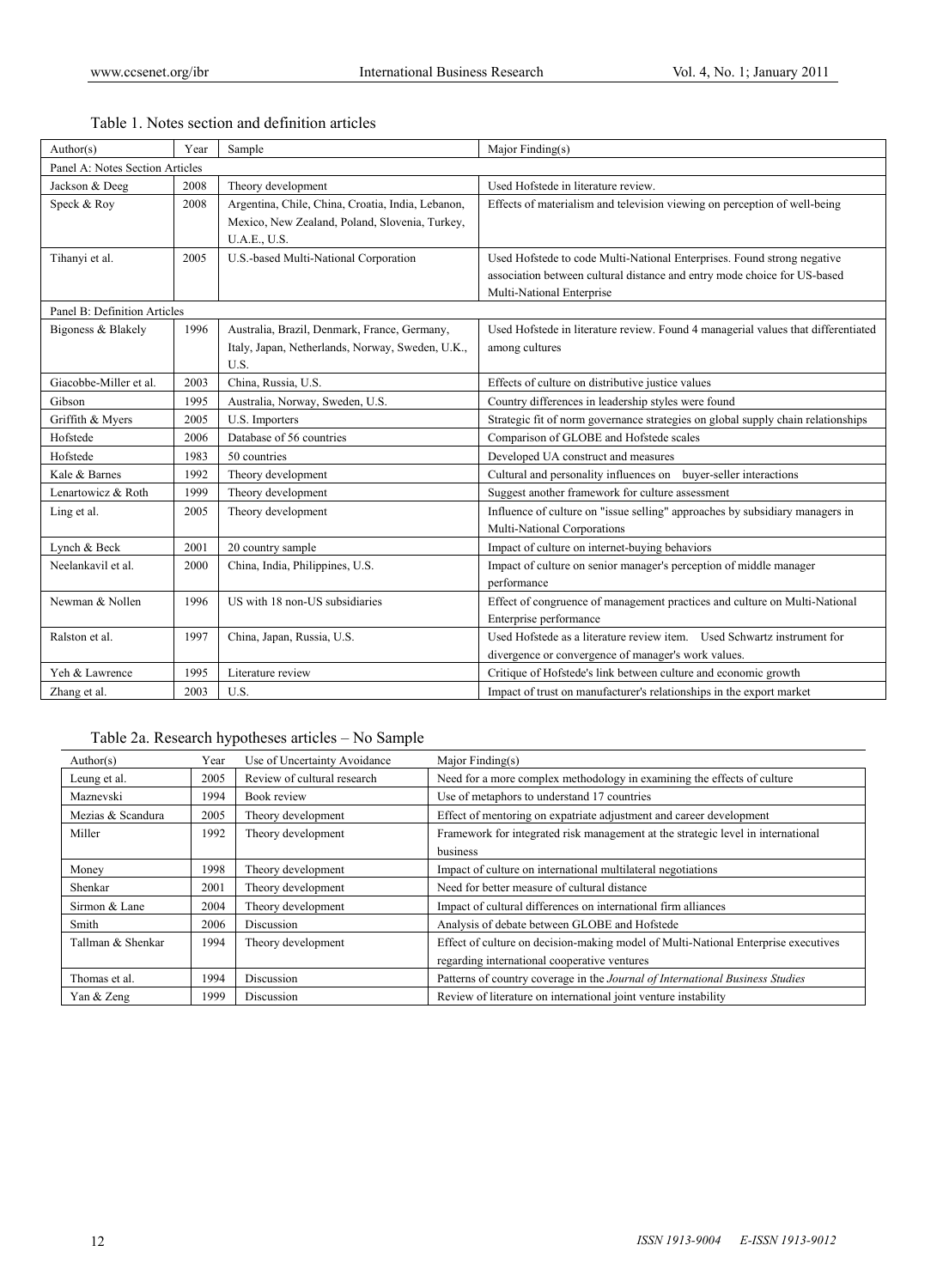Table 1. Notes section and definition articles

| Author(s) | Year | Sample | Major Finding(s) |
|---|---|---|---|
| Panel A: Notes Section Articles | | | |
| Jackson & Deeg | 2008 | Theory development | Used Hofstede in literature review. |
| Speck & Roy | 2008 | Argentina, Chile, China, Croatia, India, Lebanon, Mexico, New Zealand, Poland, Slovenia, Turkey, U.A.E., U.S. | Effects of materialism and television viewing on perception of well-being |
| Tihanyi et al. | 2005 | U.S.-based Multi-National Corporation | Used Hofstede to code Multi-National Enterprises. Found strong negative association between cultural distance and entry mode choice for US-based Multi-National Enterprise |
| Panel B: Definition Articles | | | |
| Bigoness & Blakely | 1996 | Australia, Brazil, Denmark, France, Germany, Italy, Japan, Netherlands, Norway, Sweden, U.K., U.S. | Used Hofstede in literature review. Found 4 managerial values that differentiated among cultures |
| Giacobbe-Miller et al. | 2003 | China, Russia, U.S. | Effects of culture on distributive justice values |
| Gibson | 1995 | Australia, Norway, Sweden, U.S. | Country differences in leadership styles were found |
| Griffith & Myers | 2005 | U.S. Importers | Strategic fit of norm governance strategies on global supply chain relationships |
| Hofstede | 2006 | Database of 56 countries | Comparison of GLOBE and Hofstede scales |
| Hofstede | 1983 | 50 countries | Developed UA construct and measures |
| Kale & Barnes | 1992 | Theory development | Cultural and personality influences on buyer-seller interactions |
| Lenartowicz & Roth | 1999 | Theory development | Suggest another framework for culture assessment |
| Ling et al. | 2005 | Theory development | Influence of culture on "issue selling" approaches by subsidiary managers in Multi-National Corporations |
| Lynch & Beck | 2001 | 20 country sample | Impact of culture on internet-buying behaviors |
| Neelankavil et al. | 2000 | China, India, Philippines, U.S. | Impact of culture on senior manager's perception of middle manager performance |
| Newman & Nollen | 1996 | US with 18 non-US subsidiaries | Effect of congruence of management practices and culture on Multi-National Enterprise performance |
| Ralston et al. | 1997 | China, Japan, Russia, U.S. | Used Hofstede as a literature review item. Used Schwartz instrument for divergence or convergence of manager's work values. |
| Yeh & Lawrence | 1995 | Literature review | Critique of Hofstede's link between culture and economic growth |
| Zhang et al. | 2003 | U.S. | Impact of trust on manufacturer's relationships in the export market |

Table 2a. Research hypotheses articles – No Sample

| Author(s) | Year | Use of Uncertainty Avoidance | Major Finding(s) |
|---|---|---|---|
| Leung et al. | 2005 | Review of cultural research | Need for a more complex methodology in examining the effects of culture |
| Maznevski | 1994 | Book review | Use of metaphors to understand 17 countries |
| Mezias & Scandura | 2005 | Theory development | Effect of mentoring on expatriate adjustment and career development |
| Miller | 1992 | Theory development | Framework for integrated risk management at the strategic level in international business |
| Money | 1998 | Theory development | Impact of culture on international multilateral negotiations |
| Shenkar | 2001 | Theory development | Need for better measure of cultural distance |
| Sirmon & Lane | 2004 | Theory development | Impact of cultural differences on international firm alliances |
| Smith | 2006 | Discussion | Analysis of debate between GLOBE and Hofstede |
| Tallman & Shenkar | 1994 | Theory development | Effect of culture on decision-making model of Multi-National Enterprise executives regarding international cooperative ventures |
| Thomas et al. | 1994 | Discussion | Patterns of country coverage in the *Journal of International Business Studies* |
| Yan & Zeng | 1999 | Discussion | Review of literature on international joint venture instability |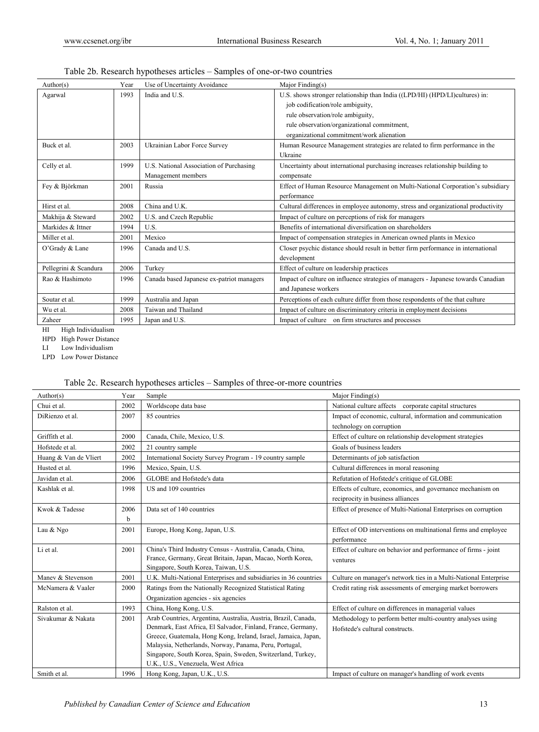Table 2b. Research hypotheses articles – Samples of one-or-two countries

| Author(s) | Year | Use of Uncertainty Avoidance | Major Finding(s) |
|---|---|---|---|
| Agarwal | 1993 | India and U.S. | U.S. shows stronger relationship than India ((LPD/HI) (HPD/LI)cultures) in: job codification/role ambiguity, rule observation/role ambiguity, rule observation/organizational commitment, organizational commitment/work alienation |
| Buck et al. | 2003 | Ukrainian Labor Force Survey | Human Resource Management strategies are related to firm performance in the Ukraine |
| Celly et al. | 1999 | U.S. National Association of Purchasing Management members | Uncertainty about international purchasing increases relationship building to compensate |
| Fey & Björkman | 2001 | Russia | Effect of Human Resource Management on Multi-National Corporation's subsidiary performance |
| Hirst et al. | 2008 | China and U.K. | Cultural differences in employee autonomy, stress and organizational productivity |
| Makhija & Steward | 2002 | U.S. and Czech Republic | Impact of culture on perceptions of risk for managers |
| Markides & Ittner | 1994 | U.S. | Benefits of international diversification on shareholders |
| Miller et al. | 2001 | Mexico | Impact of compensation strategies in American owned plants in Mexico |
| O'Grady & Lane | 1996 | Canada and U.S. | Closer psychic distance should result in better firm performance in international development |
| Pellegrini & Scandura | 2006 | Turkey | Effect of culture on leadership practices |
| Rao & Hashimoto | 1996 | Canada based Japanese ex-patriot managers | Impact of culture on influence strategies of managers - Japanese towards Canadian and Japanese workers |
| Soutar et al. | 1999 | Australia and Japan | Perceptions of each culture differ from those respondents of the that culture |
| Wu et al. | 2008 | Taiwan and Thailand | Impact of culture on discriminatory criteria in employment decisions |
| Zaheer | 1995 | Japan and U.S. | Impact of culture on firm structures and processes |

HI High Individualism

HPD High Power Distance

LI Low Individualism

LPD Low Power Distance

Table 2c. Research hypotheses articles – Samples of three-or-more countries

| Author(s) | Year | Sample | Major Finding(s) |
|---|---|---|---|
| Chui et al. | 2002 | Worldscope data base | National culture affects corporate capital structures |
| DiRienzo et al. | 2007 | 85 countries | Impact of economic, cultural, information and communication technology on corruption |
| Griffith et al. | 2000 | Canada, Chile, Mexico, U.S. | Effect of culture on relationship development strategies |
| Hofstede et al. | 2002 | 21 country sample | Goals of business leaders |
| Huang & Van de Vliert | 2002 | International Society Survey Program - 19 country sample | Determinants of job satisfaction |
| Husted et al. | 1996 | Mexico, Spain, U.S. | Cultural differences in moral reasoning |
| Javidan et al. | 2006 | GLOBE and Hofstede's data | Refutation of Hofstede's critique of GLOBE |
| Kashlak et al. | 1998 | US and 109 countries | Effects of culture, economics, and governance mechanism on reciprocity in business alliances |
| Kwok & Tadesse | 2006 b | Data set of 140 countries | Effect of presence of Multi-National Enterprises on corruption |
| Lau & Ngo | 2001 | Europe, Hong Kong, Japan, U.S. | Effect of OD interventions on multinational firms and employee performance |
| Li et al. | 2001 | China's Third Industry Census - Australia, Canada, China, France, Germany, Great Britain, Japan, Macao, North Korea, Singapore, South Korea, Taiwan, U.S. | Effect of culture on behavior and performance of firms - joint ventures |
| Manev & Stevenson | 2001 | U.K. Multi-National Enterprises and subsidiaries in 36 countries | Culture on manager's network ties in a Multi-National Enterprise |
| McNamera & Vaaler | 2000 | Ratings from the Nationally Recognized Statistical Rating Organization agencies - six agencies | Credit rating risk assessments of emerging market borrowers |
| Ralston et al. | 1993 | China, Hong Kong, U.S. | Effect of culture on differences in managerial values |
| Sivakumar & Nakata | 2001 | Arab Countries, Argentina, Australia, Austria, Brazil, Canada, Denmark, East Africa, El Salvador, Finland, France, Germany, Greece, Guatemala, Hong Kong, Ireland, Israel, Jamaica, Japan, Malaysia, Netherlands, Norway, Panama, Peru, Portugal, Singapore, South Korea, Spain, Sweden, Switzerland, Turkey, U.K., U.S., Venezuela, West Africa | Methodology to perform better multi-country analyses using Hofstede's cultural constructs. |
| Smith et al. | 1996 | Hong Kong, Japan, U.K., U.S. | Impact of culture on manager's handling of work events |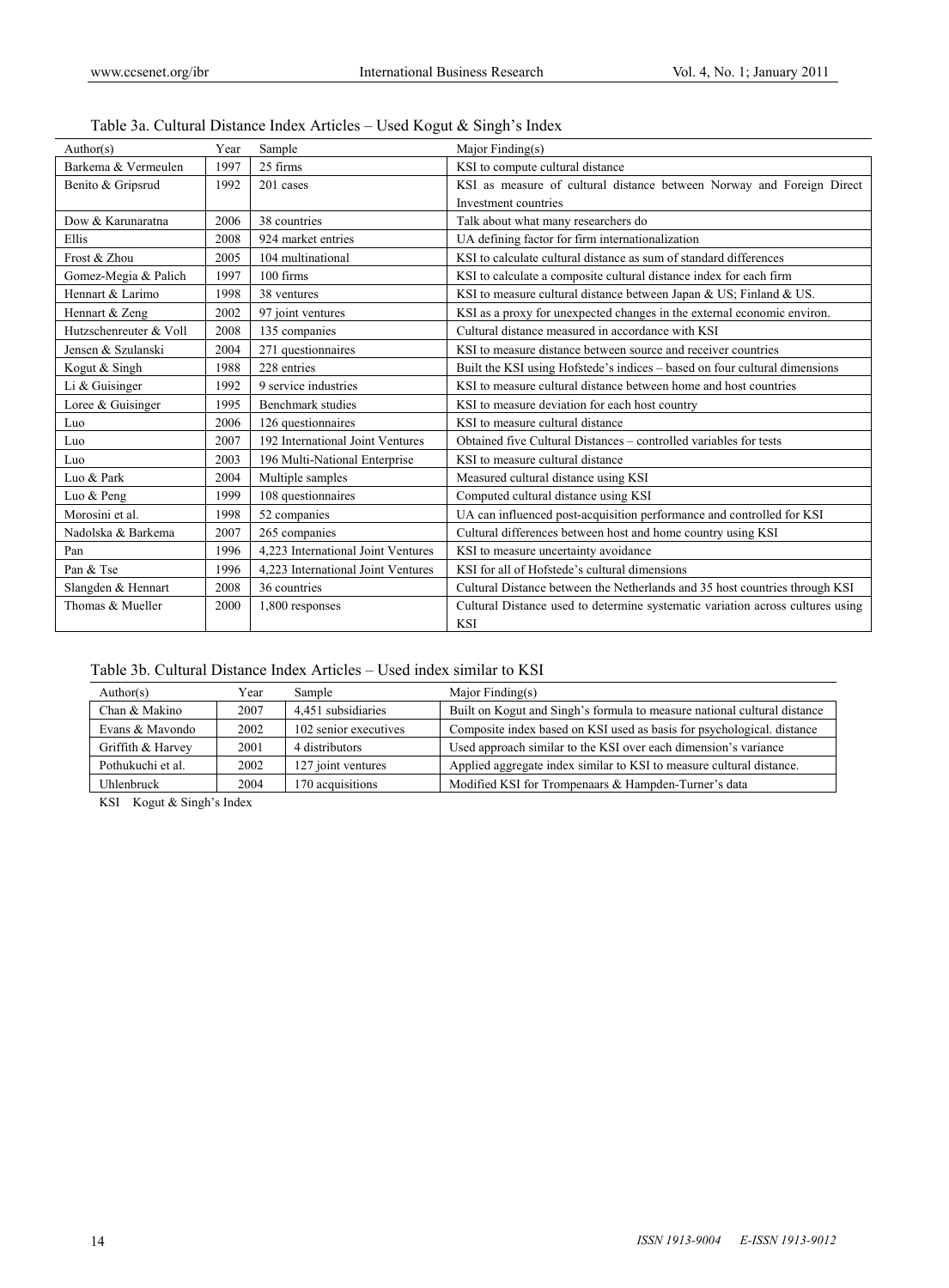Table 3a. Cultural Distance Index Articles – Used Kogut & Singh's Index

| Author(s) | Year | Sample | Major Finding(s) |
|---|---|---|---|
| Barkema & Vermeulen | 1997 | 25 firms | KSI to compute cultural distance |
| Benito & Gripsrud | 1992 | 201 cases | KSI as measure of cultural distance between Norway and Foreign Direct Investment countries |
| Dow & Karunaratna | 2006 | 38 countries | Talk about what many researchers do |
| Ellis | 2008 | 924 market entries | UA defining factor for firm internationalization |
| Frost & Zhou | 2005 | 104 multinational | KSI to calculate cultural distance as sum of standard differences |
| Gomez-Megia & Palich | 1997 | 100 firms | KSI to calculate a composite cultural distance index for each firm |
| Hennart & Larimo | 1998 | 38 ventures | KSI to measure cultural distance between Japan & US; Finland & US. |
| Hennart & Zeng | 2002 | 97 joint ventures | KSI as a proxy for unexpected changes in the external economic environ. |
| Hutzschenreuter & Voll | 2008 | 135 companies | Cultural distance measured in accordance with KSI |
| Jensen & Szulanski | 2004 | 271 questionnaires | KSI to measure distance between source and receiver countries |
| Kogut & Singh | 1988 | 228 entries | Built the KSI using Hofstede's indices – based on four cultural dimensions |
| Li & Guisinger | 1992 | 9 service industries | KSI to measure cultural distance between home and host countries |
| Loree & Guisinger | 1995 | Benchmark studies | KSI to measure deviation for each host country |
| Luo | 2006 | 126 questionnaires | KSI to measure cultural distance |
| Luo | 2007 | 192 International Joint Ventures | Obtained five Cultural Distances – controlled variables for tests |
| Luo | 2003 | 196 Multi-National Enterprise | KSI to measure cultural distance |
| Luo & Park | 2004 | Multiple samples | Measured cultural distance using KSI |
| Luo & Peng | 1999 | 108 questionnaires | Computed cultural distance using KSI |
| Morosini et al. | 1998 | 52 companies | UA can influenced post-acquisition performance and controlled for KSI |
| Nadolska & Barkema | 2007 | 265 companies | Cultural differences between host and home country using KSI |
| Pan | 1996 | 4,223 International Joint Ventures | KSI to measure uncertainty avoidance |
| Pan & Tse | 1996 | 4,223 International Joint Ventures | KSI for all of Hofstede's cultural dimensions |
| Slangden & Hennart | 2008 | 36 countries | Cultural Distance between the Netherlands and 35 host countries through KSI |
| Thomas & Mueller | 2000 | 1,800 responses | Cultural Distance used to determine systematic variation across cultures using KSI |

Table 3b. Cultural Distance Index Articles – Used index similar to KSI

| Author(s) | Year | Sample | Major Finding(s) |
|---|---|---|---|
| Chan & Makino | 2007 | 4,451 subsidiaries | Built on Kogut and Singh's formula to measure national cultural distance |
| Evans & Mavondo | 2002 | 102 senior executives | Composite index based on KSI used as basis for psychological. distance |
| Griffith & Harvey | 2001 | 4 distributors | Used approach similar to the KSI over each dimension's variance |
| Pothukuchi et al. | 2002 | 127 joint ventures | Applied aggregate index similar to KSI to measure cultural distance. |
| Uhlenbruck | 2004 | 170 acquisitions | Modified KSI for Trompenaars & Hampden-Turner's data |

KSI Kogut & Singh's Index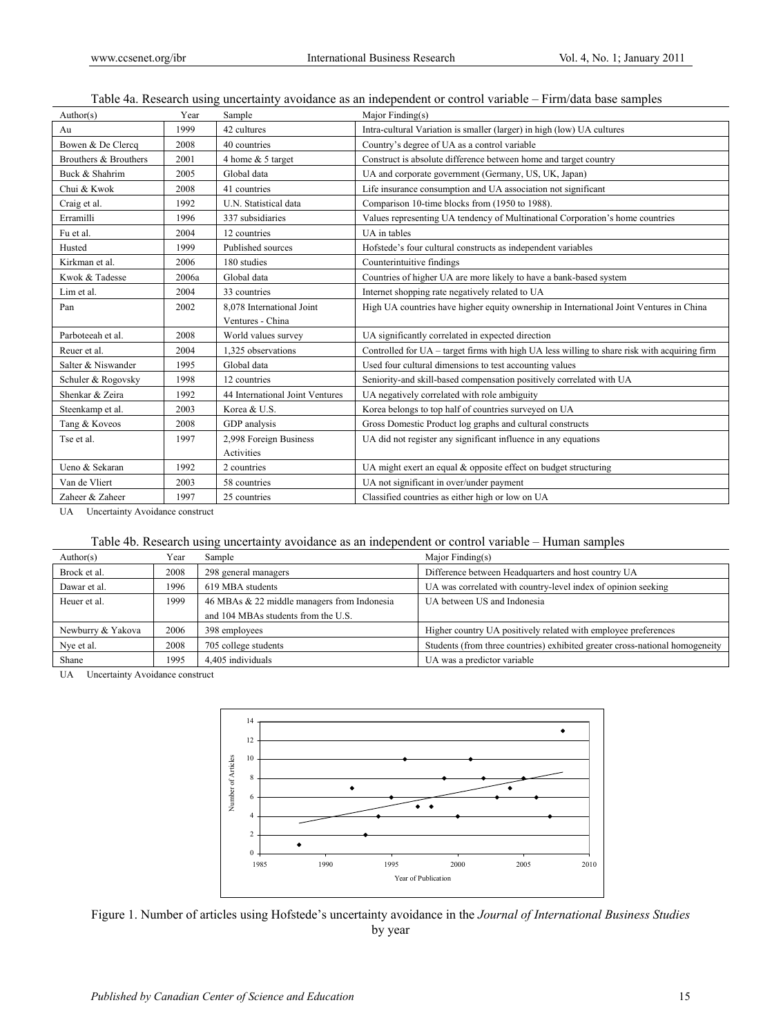Table 4a. Research using uncertainty avoidance as an independent or control variable – Firm/data base samples

| Author(s) | Year | Sample | Major Finding(s) |
|---|---|---|---|
| Au | 1999 | 42 cultures | Intra-cultural Variation is smaller (larger) in high (low) UA cultures |
| Bowen & De Clercq | 2008 | 40 countries | Country's degree of UA as a control variable |
| Brouthers & Brouthers | 2001 | 4 home & 5 target | Construct is absolute difference between home and target country |
| Buck & Shahrim | 2005 | Global data | UA and corporate government (Germany, US, UK, Japan) |
| Chui & Kwok | 2008 | 41 countries | Life insurance consumption and UA association not significant |
| Craig et al. | 1992 | U.N. Statistical data | Comparison 10-time blocks from (1950 to 1988). |
| Erramilli | 1996 | 337 subsidiaries | Values representing UA tendency of Multinational Corporation's home countries |
| Fu et al. | 2004 | 12 countries | UA in tables |
| Husted | 1999 | Published sources | Hofstede's four cultural constructs as independent variables |
| Kirkman et al. | 2006 | 180 studies | Counterintuitive findings |
| Kwok & Tadesse | 2006a | Global data | Countries of higher UA are more likely to have a bank-based system |
| Lim et al. | 2004 | 33 countries | Internet shopping rate negatively related to UA |
| Pan | 2002 | 8,078 International Joint Ventures - China | High UA countries have higher equity ownership in International Joint Ventures in China |
| Parboteeah et al. | 2008 | World values survey | UA significantly correlated in expected direction |
| Reuer et al. | 2004 | 1,325 observations | Controlled for UA – target firms with high UA less willing to share risk with acquiring firm |
| Salter & Niswander | 1995 | Global data | Used four cultural dimensions to test accounting values |
| Schuler & Rogovsky | 1998 | 12 countries | Seniority-and skill-based compensation positively correlated with UA |
| Shenkar & Zeira | 1992 | 44 International Joint Ventures | UA negatively correlated with role ambiguity |
| Steenkamp et al. | 2003 | Korea & U.S. | Korea belongs to top half of countries surveyed on UA |
| Tang & Koveos | 2008 | GDP analysis | Gross Domestic Product log graphs and cultural constructs |
| Tse et al. | 1997 | 2,998 Foreign Business Activities | UA did not register any significant influence in any equations |
| Ueno & Sekaran | 1992 | 2 countries | UA might exert an equal & opposite effect on budget structuring |
| Van de Vliert | 2003 | 58 countries | UA not significant in over/under payment |
| Zaheer & Zaheer | 1997 | 25 countries | Classified countries as either high or low on UA |

UA Uncertainty Avoidance construct

Table 4b. Research using uncertainty avoidance as an independent or control variable – Human samples

| Author(s) | Year | Sample | Major Finding(s) |
|---|---|---|---|
| Brock et al. | 2008 | 298 general managers | Difference between Headquarters and host country UA |
| Dawar et al. | 1996 | 619 MBA students | UA was correlated with country-level index of opinion seeking |
| Heuer et al. | 1999 | 46 MBAs & 22 middle managers from Indonesia and 104 MBAs students from the U.S. | UA between US and Indonesia |
| Newburry & Yakova | 2006 | 398 employees | Higher country UA positively related with employee preferences |
| Nye et al. | 2008 | 705 college students | Students (from three countries) exhibited greater cross-national homogeneity |
| Shane | 1995 | 4,405 individuals | UA was a predictor variable |

UA Uncertainty Avoidance construct

Number of Articles
0
2
4
6
8
10
12
14
1985
1990
1995
2000
2005
2010
Year of Publication

Figure 1. Number of articles using Hofstede's uncertainty avoidance in the *Journal of International Business Studies* by year